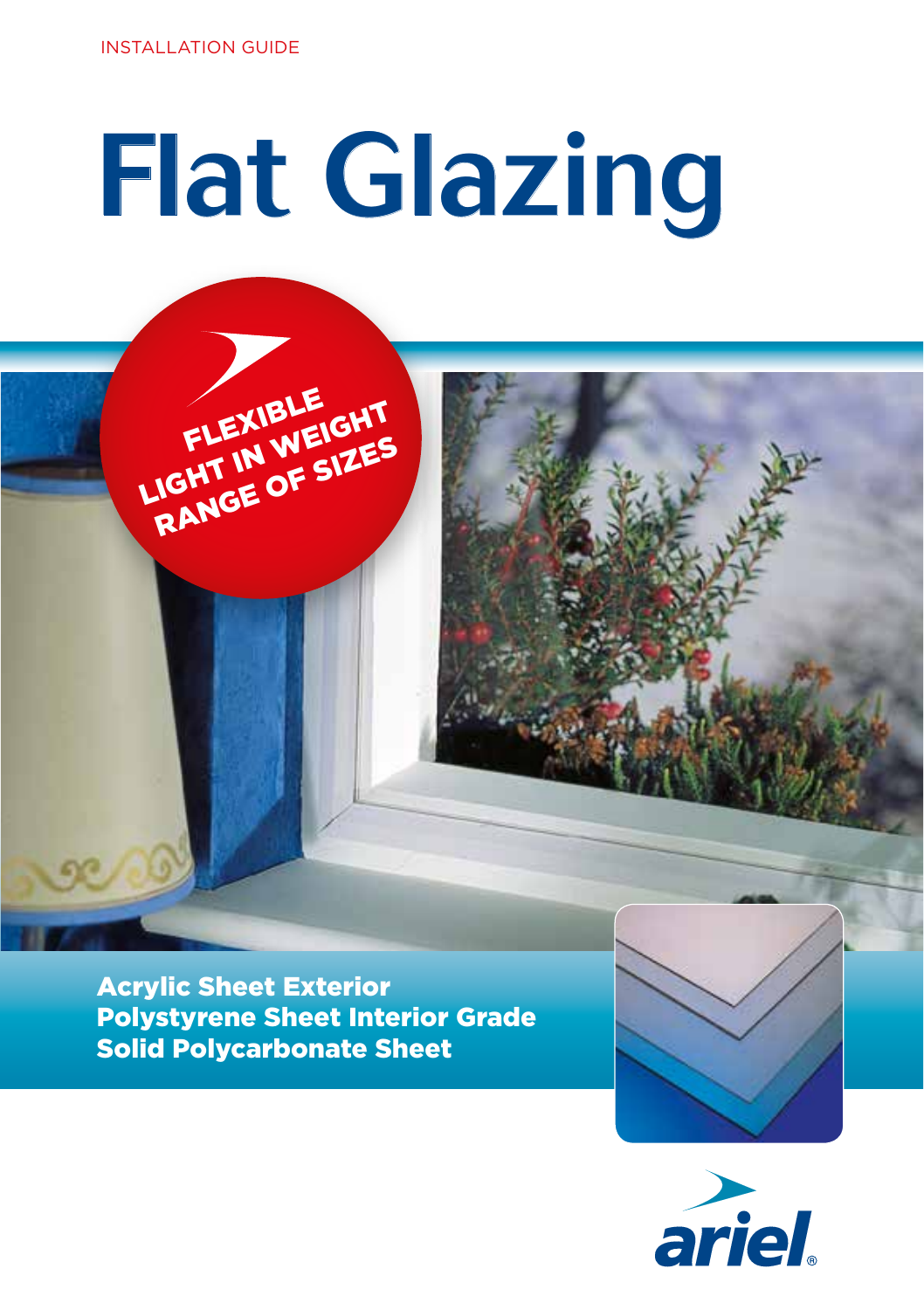INSTALLATION GUIDE

# Flat Glazing

FLEXIBLE
LIGHT IN WEIGHT
RANGE OF SIZES

**Acrylic Sheet Exterior**
**Polystyrene Sheet Interior Grade**
**Solid Polycarbonate Sheet**

ariel®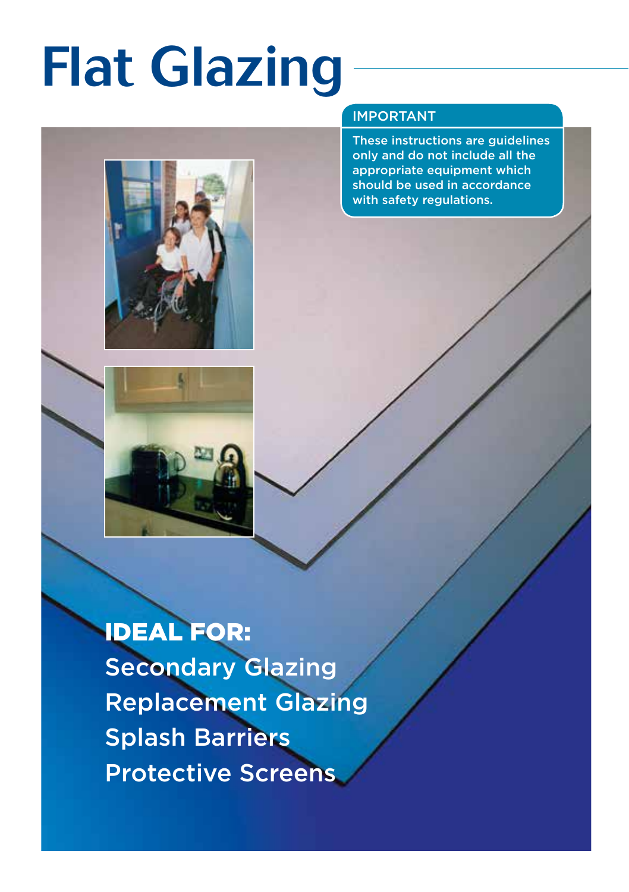# Flat Glazing

**IMPORTANT**

These instructions are guidelines only and do not include all the appropriate equipment which should be used in accordance with safety regulations.

**IDEAL FOR:**

Secondary Glazing
Replacement Glazing
Splash Barriers
Protective Screens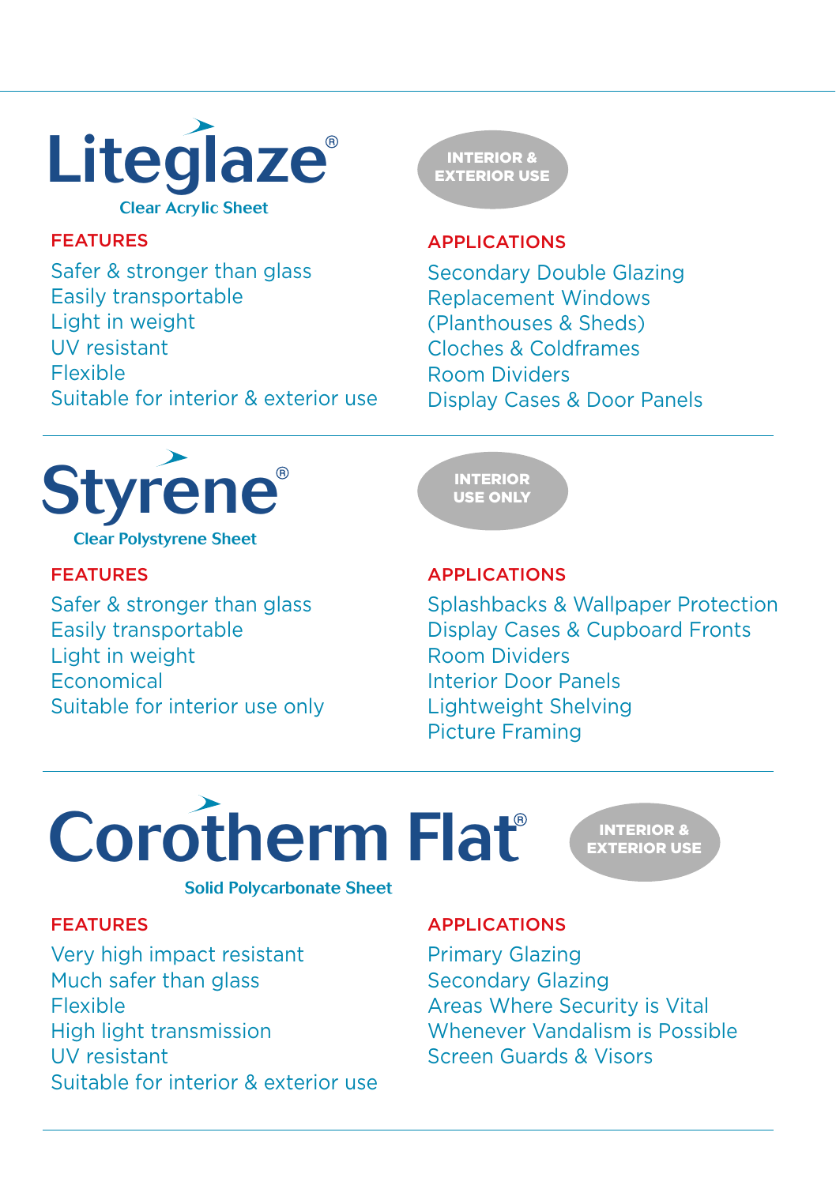# Liteglaze®

**Clear Acrylic Sheet**

INTERIOR & EXTERIOR USE

### FEATURES

- Safer & stronger than glass
- Easily transportable
- Light in weight
- UV resistant
- Flexible
- Suitable for interior & exterior use

### APPLICATIONS

- Secondary Double Glazing
- Replacement Windows (Planthouses & Sheds)
- Cloches & Coldframes
- Room Dividers
- Display Cases & Door Panels

---

# Styrene®

**Clear Polystyrene Sheet**

INTERIOR USE ONLY

### FEATURES

- Safer & stronger than glass
- Easily transportable
- Light in weight
- Economical
- Suitable for interior use only

### APPLICATIONS

- Splashbacks & Wallpaper Protection
- Display Cases & Cupboard Fronts
- Room Dividers
- Interior Door Panels
- Lightweight Shelving
- Picture Framing

---

# Corotherm Flat®

**Solid Polycarbonate Sheet**

INTERIOR & EXTERIOR USE

### FEATURES

- Very high impact resistant
- Much safer than glass
- Flexible
- High light transmission
- UV resistant
- Suitable for interior & exterior use

### APPLICATIONS

- Primary Glazing
- Secondary Glazing
- Areas Where Security is Vital
- Whenever Vandalism is Possible
- Screen Guards & Visors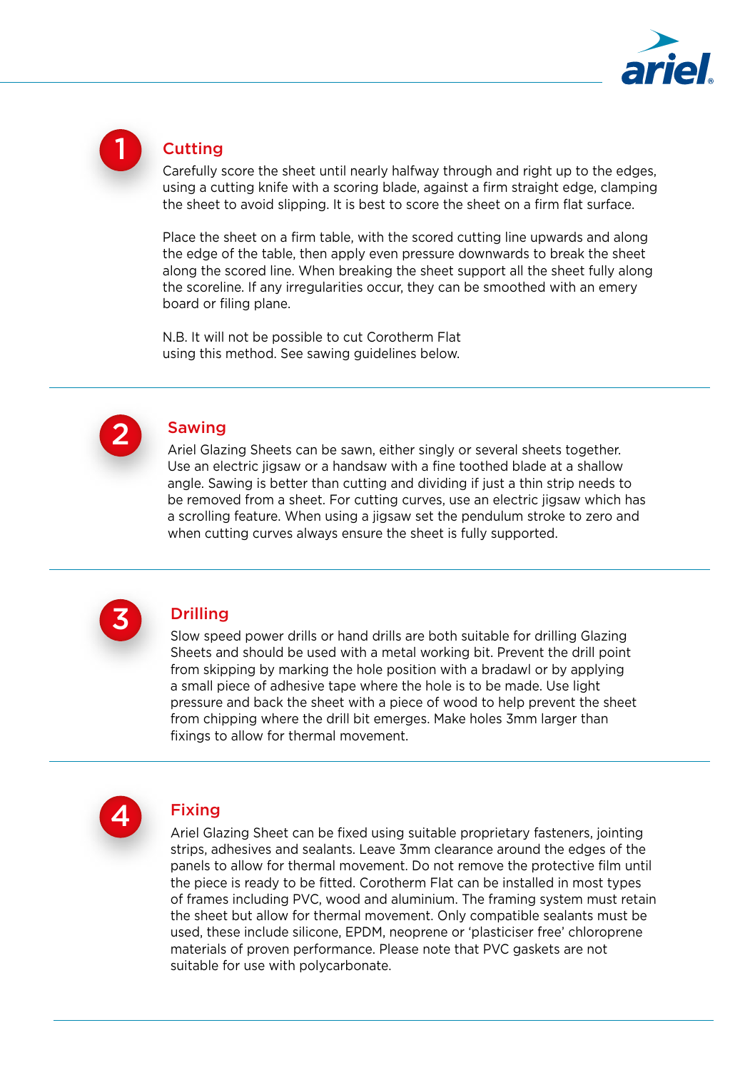## 1 Cutting

Carefully score the sheet until nearly halfway through and right up to the edges, using a cutting knife with a scoring blade, against a firm straight edge, clamping the sheet to avoid slipping. It is best to score the sheet on a firm flat surface.

Place the sheet on a firm table, with the scored cutting line upwards and along the edge of the table, then apply even pressure downwards to break the sheet along the scored line. When breaking the sheet support all the sheet fully along the scoreline. If any irregularities occur, they can be smoothed with an emery board or filing plane.

N.B. It will not be possible to cut Corotherm Flat using this method. See sawing guidelines below.

## 2 Sawing

Ariel Glazing Sheets can be sawn, either singly or several sheets together. Use an electric jigsaw or a handsaw with a fine toothed blade at a shallow angle. Sawing is better than cutting and dividing if just a thin strip needs to be removed from a sheet. For cutting curves, use an electric jigsaw which has a scrolling feature. When using a jigsaw set the pendulum stroke to zero and when cutting curves always ensure the sheet is fully supported.

## 3 Drilling

Slow speed power drills or hand drills are both suitable for drilling Glazing Sheets and should be used with a metal working bit. Prevent the drill point from skipping by marking the hole position with a bradawl or by applying a small piece of adhesive tape where the hole is to be made. Use light pressure and back the sheet with a piece of wood to help prevent the sheet from chipping where the drill bit emerges. Make holes 3mm larger than fixings to allow for thermal movement.

## 4 Fixing

Ariel Glazing Sheet can be fixed using suitable proprietary fasteners, jointing strips, adhesives and sealants. Leave 3mm clearance around the edges of the panels to allow for thermal movement. Do not remove the protective film until the piece is ready to be fitted. Corotherm Flat can be installed in most types of frames including PVC, wood and aluminium. The framing system must retain the sheet but allow for thermal movement. Only compatible sealants must be used, these include silicone, EPDM, neoprene or 'plasticiser free' chloroprene materials of proven performance. Please note that PVC gaskets are not suitable for use with polycarbonate.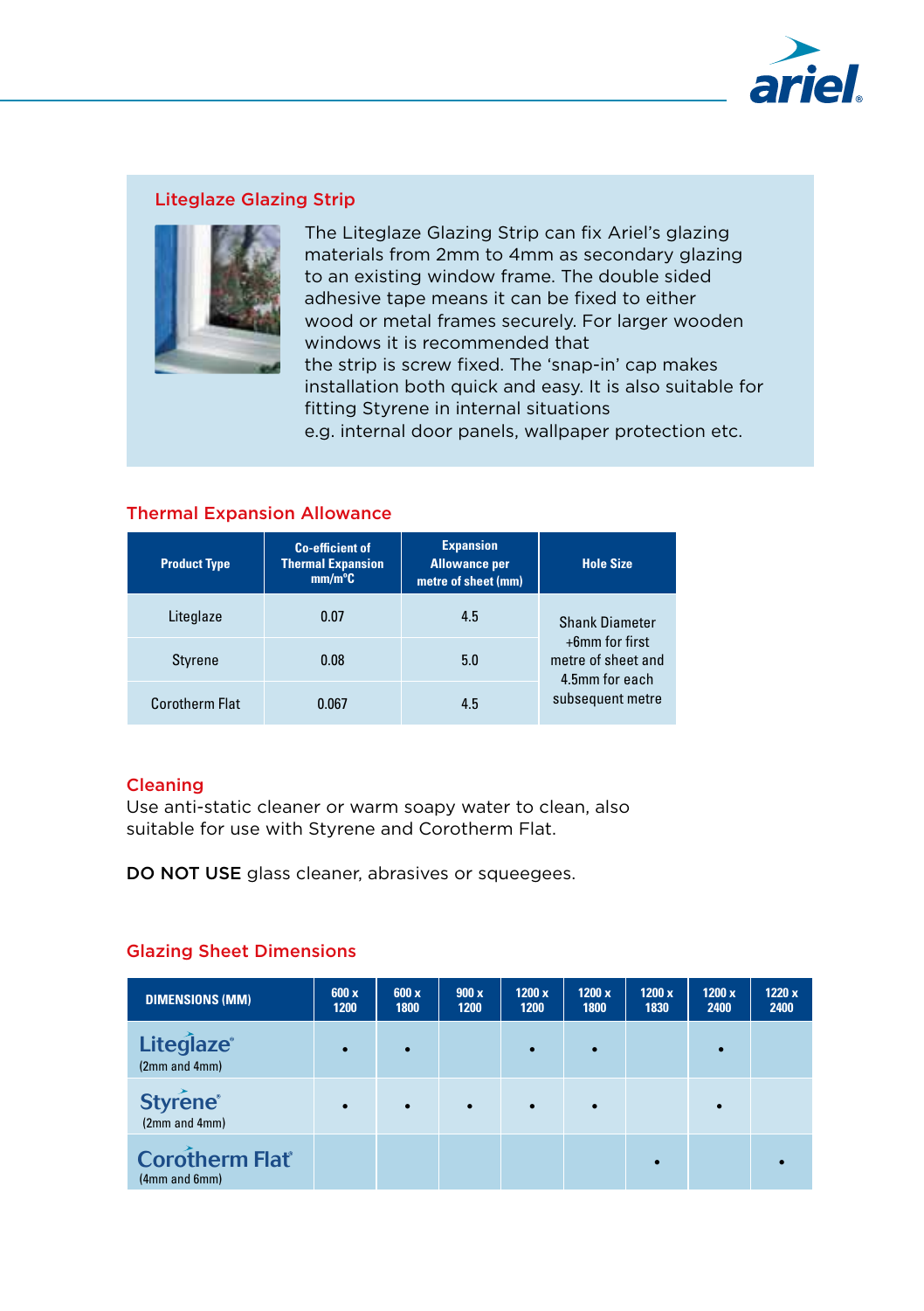## Liteglaze Glazing Strip

The Liteglaze Glazing Strip can fix Ariel's glazing materials from 2mm to 4mm as secondary glazing to an existing window frame. The double sided adhesive tape means it can be fixed to either wood or metal frames securely. For larger wooden windows it is recommended that the strip is screw fixed. The 'snap-in' cap makes installation both quick and easy. It is also suitable for fitting Styrene in internal situations e.g. internal door panels, wallpaper protection etc.

## Thermal Expansion Allowance

| Product Type | Co-efficient of Thermal Expansion mm/m°C | Expansion Allowance per metre of sheet (mm) | Hole Size |
|---|---|---|---|
| Liteglaze | 0.07 | 4.5 | Shank Diameter +6mm for first metre of sheet and 4.5mm for each subsequent metre |
| Styrene | 0.08 | 5.0 | |
| Corotherm Flat | 0.067 | 4.5 | |

## Cleaning

Use anti-static cleaner or warm soapy water to clean, also suitable for use with Styrene and Corotherm Flat.

**DO NOT USE** glass cleaner, abrasives or squeegees.

## Glazing Sheet Dimensions

| DIMENSIONS (MM) | 600 x 1200 | 600 x 1800 | 900 x 1200 | 1200 x 1200 | 1200 x 1800 | 1200 x 1830 | 1200 x 2400 | 1220 x 2400 |
|---|---|---|---|---|---|---|---|---|
| Liteglaze® (2mm and 4mm) | • | • | | • | • | | • | |
| Styrene® (2mm and 4mm) | • | • | • | • | • | | • | |
| Corotherm Flat® (4mm and 6mm) | | | | | | • | | • |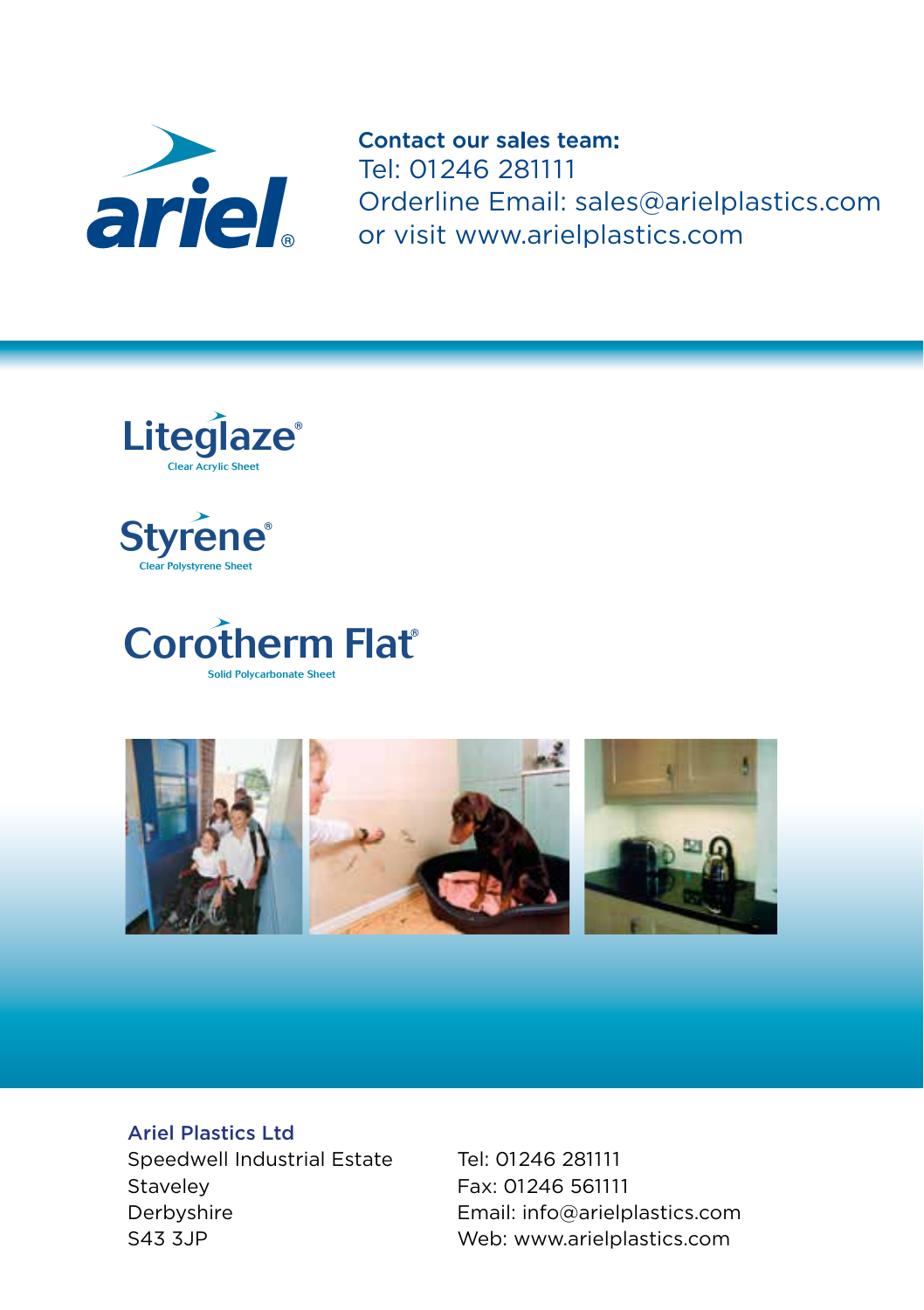ariel®

**Contact our sales team:**
Tel: 01246 281111
Orderline Email: sales@arielplastics.com
or visit www.arielplastics.com

**Liteglaze®**
Clear Acrylic Sheet

**Styrene®**
Clear Polystyrene Sheet

**Corotherm Flat®**
Solid Polycarbonate Sheet

**Ariel Plastics Ltd**
Speedwell Industrial Estate
Staveley
Derbyshire
S43 3JP

Tel: 01246 281111
Fax: 01246 561111
Email: info@arielplastics.com
Web: www.arielplastics.com